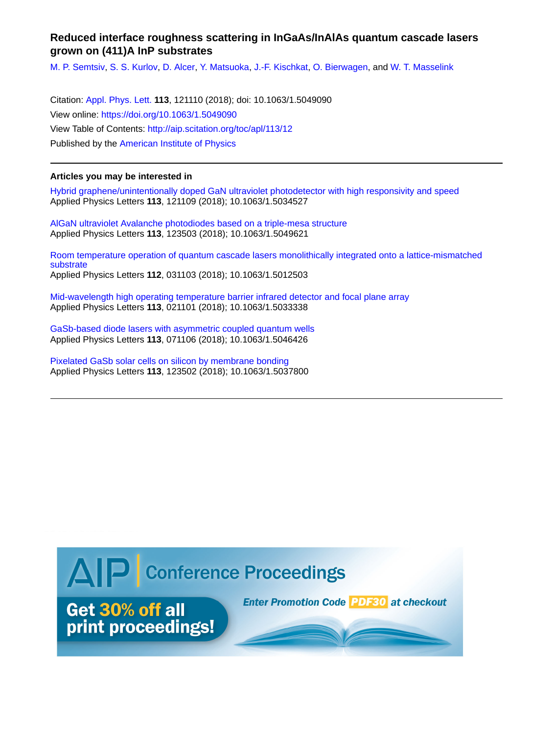# Reduced interface roughness scattering in InGaAs/InAlAs quantum cascade lasers grown on (411)A InP substrates

M. P. Semtsiv, S. S. Kurlov, D. Alcer, Y. Matsuoka, J.-F. Kischkat, O. Bierwagen, and W. T. Masselink

Citation: Appl. Phys. Lett. **113**, 121110 (2018); doi: 10.1063/1.5049090
View online: https://doi.org/10.1063/1.5049090
View Table of Contents: http://aip.scitation.org/toc/apl/113/12
Published by the American Institute of Physics

---

**Articles you may be interested in**

Hybrid graphene/unintentionally doped GaN ultraviolet photodetector with high responsivity and speed
Applied Physics Letters **113**, 121109 (2018); 10.1063/1.5034527

AlGaN ultraviolet Avalanche photodiodes based on a triple-mesa structure
Applied Physics Letters **113**, 123503 (2018); 10.1063/1.5049621

Room temperature operation of quantum cascade lasers monolithically integrated onto a lattice-mismatched substrate
Applied Physics Letters **112**, 031103 (2018); 10.1063/1.5012503

Mid-wavelength high operating temperature barrier infrared detector and focal plane array
Applied Physics Letters **113**, 021101 (2018); 10.1063/1.5033338

GaSb-based diode lasers with asymmetric coupled quantum wells
Applied Physics Letters **113**, 071106 (2018); 10.1063/1.5046426

Pixelated GaSb solar cells on silicon by membrane bonding
Applied Physics Letters **113**, 123502 (2018); 10.1063/1.5037800

---

AIP | Conference Proceedings

Get 30% off all print proceedings!

Enter Promotion Code PDF30 at checkout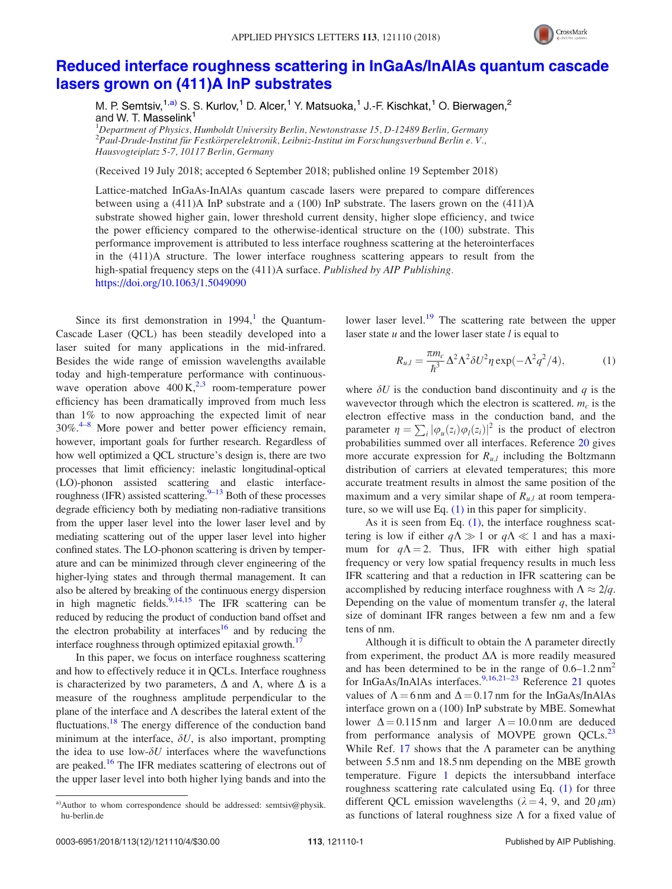# Reduced interface roughness scattering in InGaAs/InAlAs quantum cascade lasers grown on (411)A InP substrates

M. P. Semtsiv,[1,a)] S. S. Kurlov,[1] D. Alcer,[1] Y. Matsuoka,[1] J.-F. Kischkat,[1] O. Bierwagen,[2] and W. T. Masselink[1]

[1]*Department of Physics, Humboldt University Berlin, Newtonstrasse 15, D-12489 Berlin, Germany*
[2]*Paul-Drude-Institut für Festkörperelektronik, Leibniz-Institut im Forschungsverbund Berlin e. V., Hausvogteiplatz 5-7, 10117 Berlin, Germany*

(Received 19 July 2018; accepted 6 September 2018; published online 19 September 2018)

Lattice-matched InGaAs-InAlAs quantum cascade lasers were prepared to compare differences between using a (411)A InP substrate and a (100) InP substrate. The lasers grown on the (411)A substrate showed higher gain, lower threshold current density, higher slope efficiency, and twice the power efficiency compared to the otherwise-identical structure on the (100) substrate. This performance improvement is attributed to less interface roughness scattering at the heterointerfaces in the (411)A structure. The lower interface roughness scattering appears to result from the high-spatial frequency steps on the (411)A surface. *Published by AIP Publishing.* https://doi.org/10.1063/1.5049090

Since its first demonstration in 1994,[1] the Quantum-Cascade Laser (QCL) has been steadily developed into a laser suited for many applications in the mid-infrared. Besides the wide range of emission wavelengths available today and high-temperature performance with continuous-wave operation above 400 K,[2,3] room-temperature power efficiency has been dramatically improved from much less than 1% to now approaching the expected limit of near 30%.[4–8] More power and better power efficiency remain, however, important goals for further research. Regardless of how well optimized a QCL structure's design is, there are two processes that limit efficiency: inelastic longitudinal-optical (LO)-phonon assisted scattering and elastic interface-roughness (IFR) assisted scattering.[9–13] Both of these processes degrade efficiency both by mediating non-radiative transitions from the upper laser level into the lower laser level and by mediating scattering out of the upper laser level into higher confined states. The LO-phonon scattering is driven by temperature and can be minimized through clever engineering of the higher-lying states and through thermal management. It can also be altered by breaking of the continuous energy dispersion in high magnetic fields.[9,14,15] The IFR scattering can be reduced by reducing the product of conduction band offset and the electron probability at interfaces[16] and by reducing the interface roughness through optimized epitaxial growth.[17]

In this paper, we focus on interface roughness scattering and how to effectively reduce it in QCLs. Interface roughness is characterized by two parameters, $\Delta$ and $\Lambda$, where $\Delta$ is a measure of the roughness amplitude perpendicular to the plane of the interface and $\Lambda$ describes the lateral extent of the fluctuations.[18] The energy difference of the conduction band minimum at the interface, $\delta U$, is also important, prompting the idea to use low-$\delta U$ interfaces where the wavefunctions are peaked.[16] The IFR mediates scattering of electrons out of the upper laser level into both higher lying bands and into the lower laser level.[19] The scattering rate between the upper laser state $u$ and the lower laser state $l$ is equal to

$$R_{u,l} = \frac{\pi m_c}{\hbar^3} \Delta^2 \Lambda^2 \delta U^2 \eta \exp(-\Lambda^2 q^2/4), \tag{1}$$

where $\delta U$ is the conduction band discontinuity and $q$ is the wavevector through which the electron is scattered. $m_c$ is the electron effective mass in the conduction band, and the parameter $\eta = \sum_i |\varphi_u(z_i)\varphi_l(z_i)|^2$ is the product of electron probabilities summed over all interfaces. Reference 20 gives more accurate expression for $R_{u,l}$ including the Boltzmann distribution of carriers at elevated temperatures; this more accurate treatment results in almost the same position of the maximum and a very similar shape of $R_{u,l}$ at room temperature, so we will use Eq. (1) in this paper for simplicity.

As it is seen from Eq. (1), the interface roughness scattering is low if either $q\Lambda \gg 1$ or $q\Lambda \ll 1$ and has a maximum for $q\Lambda = 2$. Thus, IFR with either high spatial frequency or very low spatial frequency results in much less IFR scattering and that a reduction in IFR scattering can be accomplished by reducing interface roughness with $\Lambda \approx 2/q$. Depending on the value of momentum transfer $q$, the lateral size of dominant IFR ranges between a few nm and a few tens of nm.

Although it is difficult to obtain the $\Lambda$ parameter directly from experiment, the product $\Delta\Lambda$ is more readily measured and has been determined to be in the range of 0.6–1.2 nm$^2$ for InGaAs/InAlAs interfaces.[9,16,21–23] Reference 21 quotes values of $\Lambda = 6$ nm and $\Delta = 0.17$ nm for the InGaAs/InAlAs interface grown on a (100) InP substrate by MBE. Somewhat lower $\Delta = 0.115$ nm and larger $\Lambda = 10.0$ nm are deduced from performance analysis of MOVPE grown QCLs.[23] While Ref. 17 shows that the $\Lambda$ parameter can be anything between 5.5 nm and 18.5 nm depending on the MBE growth temperature. Figure 1 depicts the intersubband interface roughness scattering rate calculated using Eq. (1) for three different QCL emission wavelengths ($\lambda = 4$, 9, and 20 $\mu$m) as functions of lateral roughness size $\Lambda$ for a fixed value of

[a)]Author to whom correspondence should be addressed: semtsiv@physik.hu-berlin.de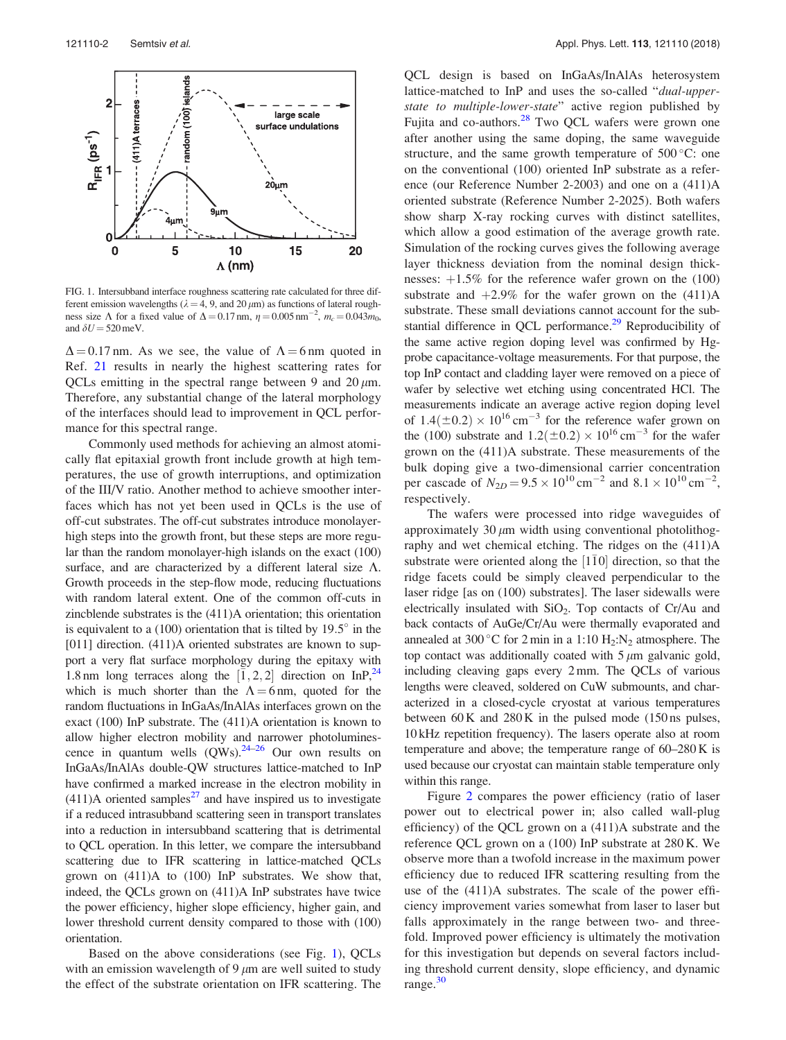FIG. 1. Intersubband interface roughness scattering rate calculated for three different emission wavelengths ($\lambda = 4$, 9, and 20 $\mu$m) as functions of lateral roughness size $\Lambda$ for a fixed value of $\Delta = 0.17$ nm, $\eta = 0.005\,\text{nm}^{-2}$, $m_c = 0.043 m_0$, and $\delta U = 520$ meV.

$\Delta = 0.17$ nm. As we see, the value of $\Lambda = 6$ nm quoted in Ref. 21 results in nearly the highest scattering rates for QCLs emitting in the spectral range between 9 and 20 $\mu$m. Therefore, any substantial change of the lateral morphology of the interfaces should lead to improvement in QCL performance for this spectral range.

Commonly used methods for achieving an almost atomically flat epitaxial growth front include growth at high temperatures, the use of growth interruptions, and optimization of the III/V ratio. Another method to achieve smoother interfaces which has not yet been used in QCLs is the use of off-cut substrates. The off-cut substrates introduce monolayer-high steps into the growth front, but these steps are more regular than the random monolayer-high islands on the exact (100) surface, and are characterized by a different lateral size $\Lambda$. Growth proceeds in the step-flow mode, reducing fluctuations with random lateral extent. One of the common off-cuts in zincblende substrates is the (411)A orientation; this orientation is equivalent to a (100) orientation that is tilted by 19.5° in the [011] direction. (411)A oriented substrates are known to support a very flat surface morphology during the epitaxy with 1.8 nm long terraces along the $[\bar{1}, 2, 2]$ direction on InP,[24] which is much shorter than the $\Lambda = 6$ nm, quoted for the random fluctuations in InGaAs/InAlAs interfaces grown on the exact (100) InP substrate. The (411)A orientation is known to allow higher electron mobility and narrower photoluminescence in quantum wells (QWs).[24–26] Our own results on InGaAs/InAlAs double-QW structures lattice-matched to InP have confirmed a marked increase in the electron mobility in (411)A oriented samples[27] and have inspired us to investigate if a reduced intrasubband scattering seen in transport translates into a reduction in intersubband scattering that is detrimental to QCL operation. In this letter, we compare the intersubband scattering due to IFR scattering in lattice-matched QCLs grown on (411)A to (100) InP substrates. We show that, indeed, the QCLs grown on (411)A InP substrates have twice the power efficiency, higher slope efficiency, higher gain, and lower threshold current density compared to those with (100) orientation.

Based on the above considerations (see Fig. 1), QCLs with an emission wavelength of 9 $\mu$m are well suited to study the effect of the substrate orientation on IFR scattering. The QCL design is based on InGaAs/InAlAs heterosystem lattice-matched to InP and uses the so-called "*dual-upper-state to multiple-lower-state*" active region published by Fujita and co-authors.[28] Two QCL wafers were grown one after another using the same doping, the same waveguide structure, and the same growth temperature of 500 °C: one on the conventional (100) oriented InP substrate as a reference (our Reference Number 2-2003) and one on a (411)A oriented substrate (Reference Number 2-2025). Both wafers show sharp X-ray rocking curves with distinct satellites, which allow a good estimation of the average growth rate. Simulation of the rocking curves gives the following average layer thickness deviation from the nominal design thicknesses: +1.5% for the reference wafer grown on the (100) substrate and +2.9% for the wafer grown on the (411)A substrate. These small deviations cannot account for the substantial difference in QCL performance.[29] Reproducibility of the same active region doping level was confirmed by Hg-probe capacitance-voltage measurements. For that purpose, the top InP contact and cladding layer were removed on a piece of wafer by selective wet etching using concentrated HCl. The measurements indicate an average active region doping level of $1.4(\pm 0.2) \times 10^{16}\,\text{cm}^{-3}$ for the reference wafer grown on the (100) substrate and $1.2(\pm 0.2) \times 10^{16}\,\text{cm}^{-3}$ for the wafer grown on the (411)A substrate. These measurements of the bulk doping give a two-dimensional carrier concentration per cascade of $N_{2D} = 9.5 \times 10^{10}\,\text{cm}^{-2}$ and $8.1 \times 10^{10}\,\text{cm}^{-2}$, respectively.

The wafers were processed into ridge waveguides of approximately 30 $\mu$m width using conventional photolithography and wet chemical etching. The ridges on the (411)A substrate were oriented along the $[1\bar{1}0]$ direction, so that the ridge facets could be simply cleaved perpendicular to the laser ridge [as on (100) substrates]. The laser sidewalls were electrically insulated with $SiO_2$. Top contacts of Cr/Au and back contacts of AuGe/Cr/Au were thermally evaporated and annealed at 300 °C for 2 min in a 1:10 $H_2$:$N_2$ atmosphere. The top contact was additionally coated with 5 $\mu$m galvanic gold, including cleaving gaps every 2 mm. The QCLs of various lengths were cleaved, soldered on CuW submounts, and characterized in a closed-cycle cryostat at various temperatures between 60 K and 280 K in the pulsed mode (150 ns pulses, 10 kHz repetition frequency). The lasers operate also at room temperature and above; the temperature range of 60–280 K is used because our cryostat can maintain stable temperature only within this range.

Figure 2 compares the power efficiency (ratio of laser power out to electrical power in; also called wall-plug efficiency) of the QCL grown on a (411)A substrate and the reference QCL grown on a (100) InP substrate at 280 K. We observe more than a twofold increase in the maximum power efficiency due to reduced IFR scattering resulting from the use of the (411)A substrates. The scale of the power efficiency improvement varies somewhat from laser to laser but falls approximately in the range between two- and threefold. Improved power efficiency is ultimately the motivation for this investigation but depends on several factors including threshold current density, slope efficiency, and dynamic range.[30]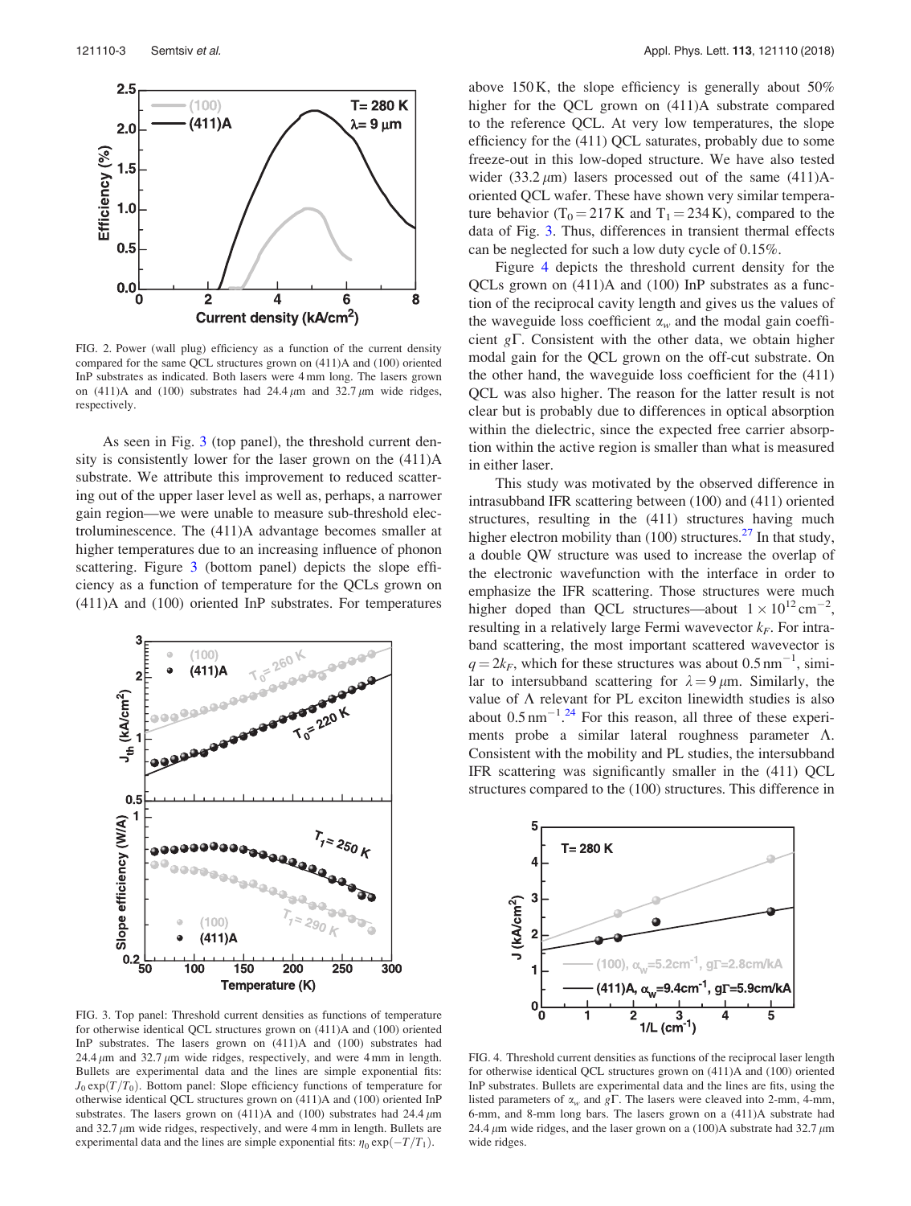FIG. 2. Power (wall plug) efficiency as a function of the current density compared for the same QCL structures grown on (411)A and (100) oriented InP substrates as indicated. Both lasers were 4 mm long. The lasers grown on (411)A and (100) substrates had 24.4 $\mu$m and 32.7 $\mu$m wide ridges, respectively.

As seen in Fig. 3 (top panel), the threshold current density is consistently lower for the laser grown on the (411)A substrate. We attribute this improvement to reduced scattering out of the upper laser level as well as, perhaps, a narrower gain region—we were unable to measure sub-threshold electroluminescence. The (411)A advantage becomes smaller at higher temperatures due to an increasing influence of phonon scattering. Figure 3 (bottom panel) depicts the slope efficiency as a function of temperature for the QCLs grown on (411)A and (100) oriented InP substrates. For temperatures above 150 K, the slope efficiency is generally about 50% higher for the QCL grown on (411)A substrate compared to the reference QCL. At very low temperatures, the slope efficiency for the (411) QCL saturates, probably due to some freeze-out in this low-doped structure. We have also tested wider (33.2 $\mu$m) lasers processed out of the same (411)A-oriented QCL wafer. These have shown very similar temperature behavior ($T_0 = 217$ K and $T_1 = 234$ K), compared to the data of Fig. 3. Thus, differences in transient thermal effects can be neglected for such a low duty cycle of 0.15%.

FIG. 3. Top panel: Threshold current densities as functions of temperature for otherwise identical QCL structures grown on (411)A and (100) oriented InP substrates. The lasers grown on (411)A and (100) substrates had 24.4 $\mu$m and 32.7 $\mu$m wide ridges, respectively, and were 4 mm in length. Bullets are experimental data and the lines are simple exponential fits: $J_0 \exp(T/T_0)$. Bottom panel: Slope efficiency functions of temperature for otherwise identical QCL structures grown on (411)A and (100) oriented InP substrates. The lasers grown on (411)A and (100) substrates had 24.4 $\mu$m and 32.7 $\mu$m wide ridges, respectively, and were 4 mm in length. Bullets are experimental data and the lines are simple exponential fits: $\eta_0 \exp(-T/T_1)$.

Figure 4 depicts the threshold current density for the QCLs grown on (411)A and (100) InP substrates as a function of the reciprocal cavity length and gives us the values of the waveguide loss coefficient $\alpha_w$ and the modal gain coefficient $g\Gamma$. Consistent with the other data, we obtain higher modal gain for the QCL grown on the off-cut substrate. On the other hand, the waveguide loss coefficient for the (411) QCL was also higher. The reason for the latter result is not clear but is probably due to differences in optical absorption within the dielectric, since the expected free carrier absorption within the active region is smaller than what is measured in either laser.

This study was motivated by the observed difference in intrasubband IFR scattering between (100) and (411) oriented structures, resulting in the (411) structures having much higher electron mobility than (100) structures.[27] In that study, a double QW structure was used to increase the overlap of the electronic wavefunction with the interface in order to emphasize the IFR scattering. Those structures were much higher doped than QCL structures—about $1 \times 10^{12}\,\mathrm{cm}^{-2}$, resulting in a relatively large Fermi wavevector $k_F$. For intraband scattering, the most important scattered wavevector is $q = 2k_F$, which for these structures was about $0.5\,\mathrm{nm}^{-1}$, similar to intersubband scattering for $\lambda = 9\,\mu$m. Similarly, the value of $\Lambda$ relevant for PL exciton linewidth studies is also about $0.5\,\mathrm{nm}^{-1}$.[24] For this reason, all three of these experiments probe a similar lateral roughness parameter $\Lambda$. Consistent with the mobility and PL studies, the intersubband IFR scattering was significantly smaller in the (411) QCL structures compared to the (100) structures. This difference in

FIG. 4. Threshold current densities as functions of the reciprocal laser length for otherwise identical QCL structures grown on (411)A and (100) oriented InP substrates. Bullets are experimental data and the lines are fits, using the listed parameters of $\alpha_w$ and $g\Gamma$. The lasers were cleaved into 2-mm, 4-mm, 6-mm, and 8-mm long bars. The lasers grown on a (411)A substrate had 24.4 $\mu$m wide ridges, and the laser grown on a (100)A substrate had 32.7 $\mu$m wide ridges.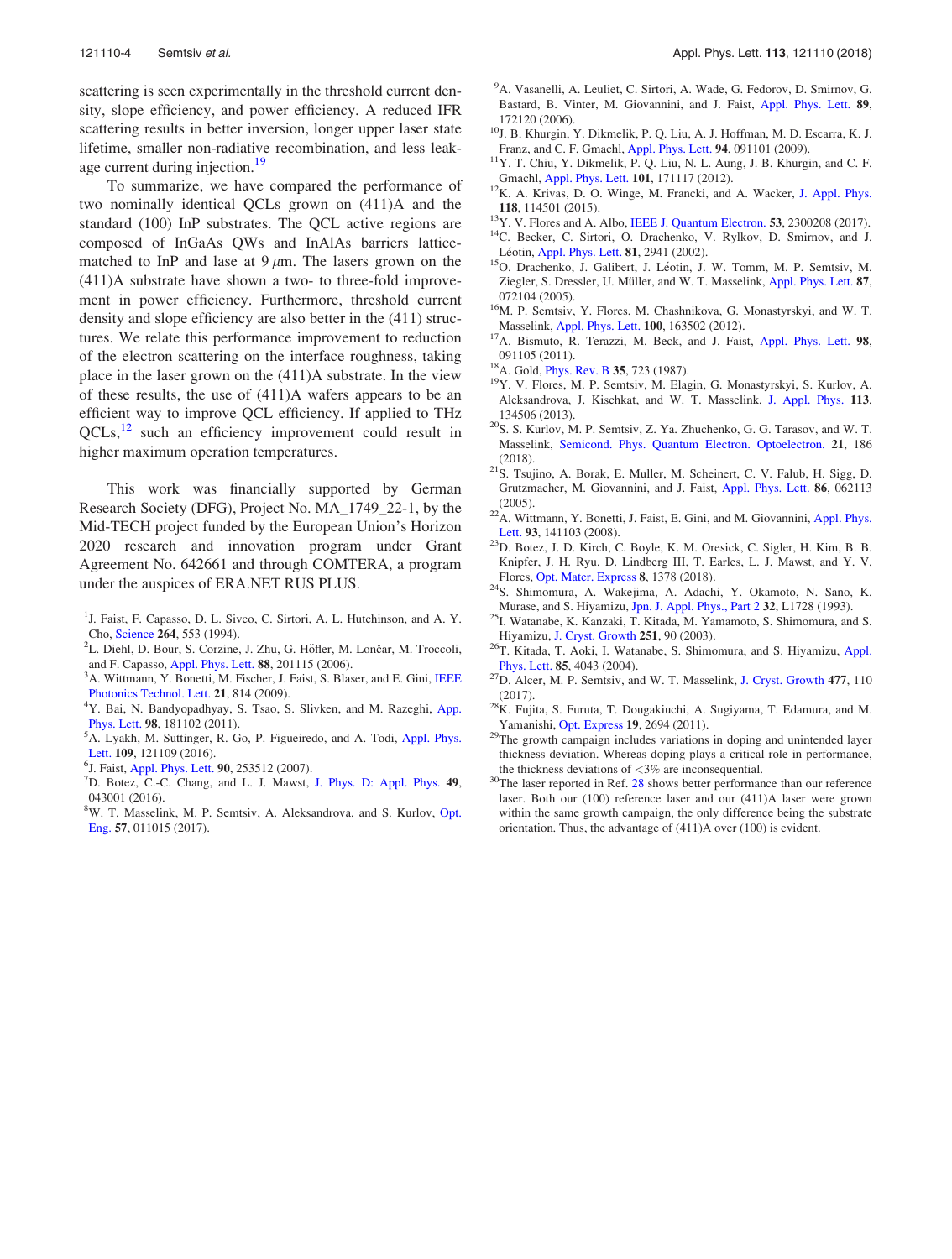scattering is seen experimentally in the threshold current density, slope efficiency, and power efficiency. A reduced IFR scattering results in better inversion, longer upper laser state lifetime, smaller non-radiative recombination, and less leakage current during injection.[19]

To summarize, we have compared the performance of two nominally identical QCLs grown on (411)A and the standard (100) InP substrates. The QCL active regions are composed of InGaAs QWs and InAlAs barriers lattice-matched to InP and lase at 9 $\mu$m. The lasers grown on the (411)A substrate have shown a two- to three-fold improvement in power efficiency. Furthermore, threshold current density and slope efficiency are also better in the (411) structures. We relate this performance improvement to reduction of the electron scattering on the interface roughness, taking place in the laser grown on the (411)A substrate. In the view of these results, the use of (411)A wafers appears to be an efficient way to improve QCL efficiency. If applied to THz QCLs,[12] such an efficiency improvement could result in higher maximum operation temperatures.

This work was financially supported by German Research Society (DFG), Project No. MA_1749_22-1, by the Mid-TECH project funded by the European Union's Horizon 2020 research and innovation program under Grant Agreement No. 642661 and through COMTERA, a program under the auspices of ERA.NET RUS PLUS.

[1] J. Faist, F. Capasso, D. L. Sivco, C. Sirtori, A. L. Hutchinson, and A. Y. Cho, Science 264, 553 (1994).
[2] L. Diehl, D. Bour, S. Corzine, J. Zhu, G. Höfler, M. Lončar, M. Troccoli, and F. Capasso, Appl. Phys. Lett. 88, 201115 (2006).
[3] A. Wittmann, Y. Bonetti, M. Fischer, J. Faist, S. Blaser, and E. Gini, IEEE Photonics Technol. Lett. 21, 814 (2009).
[4] Y. Bai, N. Bandyopadhyay, S. Tsao, S. Slivken, and M. Razeghi, App. Phys. Lett. 98, 181102 (2011).
[5] A. Lyakh, M. Suttinger, R. Go, P. Figueiredo, and A. Todi, Appl. Phys. Lett. 109, 121109 (2016).
[6] J. Faist, Appl. Phys. Lett. 90, 253512 (2007).
[7] D. Botez, C.-C. Chang, and L. J. Mawst, J. Phys. D: Appl. Phys. 49, 043001 (2016).
[8] W. T. Masselink, M. P. Semtsiv, A. Aleksandrova, and S. Kurlov, Opt. Eng. 57, 011015 (2017).
[9] A. Vasanelli, A. Leuliet, C. Sirtori, A. Wade, G. Fedorov, D. Smirnov, G. Bastard, B. Vinter, M. Giovannini, and J. Faist, Appl. Phys. Lett. 89, 172120 (2006).
[10] J. B. Khurgin, Y. Dikmelik, P. Q. Liu, A. J. Hoffman, M. D. Escarra, K. J. Franz, and C. F. Gmachl, Appl. Phys. Lett. 94, 091101 (2009).
[11] Y. T. Chiu, Y. Dikmelik, P. Q. Liu, N. L. Aung, J. B. Khurgin, and C. F. Gmachl, Appl. Phys. Lett. 101, 171117 (2012).
[12] K. A. Krivas, D. O. Winge, M. Franckié, and A. Wacker, J. Appl. Phys. 118, 114501 (2015).
[13] Y. V. Flores and A. Albo, IEEE J. Quantum Electron. 53, 2300208 (2017).
[14] C. Becker, C. Sirtori, O. Drachenko, V. Rylkov, D. Smirnov, and J. Léotin, Appl. Phys. Lett. 81, 2941 (2002).
[15] O. Drachenko, J. Galibert, J. Léotin, J. W. Tomm, M. P. Semtsiv, M. Ziegler, S. Dressler, U. Müller, and W. T. Masselink, Appl. Phys. Lett. 87, 072104 (2005).
[16] M. P. Semtsiv, Y. Flores, M. Chashnikova, G. Monastyrskyi, and W. T. Masselink, Appl. Phys. Lett. 100, 163502 (2012).
[17] A. Bismuto, R. Terazzi, M. Beck, and J. Faist, Appl. Phys. Lett. 98, 091105 (2011).
[18] A. Gold, Phys. Rev. B 35, 723 (1987).
[19] Y. V. Flores, M. P. Semtsiv, M. Elagin, G. Monastyrskyi, S. Kurlov, A. Aleksandrova, J. Kischkat, and W. T. Masselink, J. Appl. Phys. 113, 134506 (2013).
[20] S. S. Kurlov, M. P. Semtsiv, Z. Ya. Zhuchenko, G. G. Tarasov, and W. T. Masselink, Semicond. Phys. Quantum Electron. Optoelectron. 21, 186 (2018).
[21] S. Tsujino, A. Borak, E. Muller, M. Scheinert, C. V. Falub, H. Sigg, D. Grutzmacher, M. Giovannini, and J. Faist, Appl. Phys. Lett. 86, 062113 (2005).
[22] A. Wittmann, Y. Bonetti, J. Faist, E. Gini, and M. Giovannini, Appl. Phys. Lett. 93, 141103 (2008).
[23] D. Botez, J. D. Kirch, C. Boyle, K. M. Oresick, C. Sigler, H. Kim, B. B. Knipfer, J. H. Ryu, D. Lindberg III, T. Earles, L. J. Mawst, and Y. V. Flores, Opt. Mater. Express 8, 1378 (2018).
[24] S. Shimomura, A. Wakejima, A. Adachi, Y. Okamoto, N. Sano, K. Murase, and S. Hiyamizu, Jpn. J. Appl. Phys., Part 2 32, L1728 (1993).
[25] I. Watanabe, K. Kanzaki, T. Kitada, M. Yamamoto, S. Shimomura, and S. Hiyamizu, J. Cryst. Growth 251, 90 (2003).
[26] T. Kitada, T. Aoki, I. Watanabe, S. Shimomura, and S. Hiyamizu, Appl. Phys. Lett. 85, 4043 (2004).
[27] D. Alcer, M. P. Semtsiv, and W. T. Masselink, J. Cryst. Growth 477, 110 (2017).
[28] K. Fujita, S. Furuta, T. Dougakiuchi, A. Sugiyama, T. Edamura, and M. Yamanishi, Opt. Express 19, 2694 (2011).
[29] The growth campaign includes variations in doping and unintended layer thickness deviation. Whereas doping plays a critical role in performance, the thickness deviations of <3% are inconsequential.
[30] The laser reported in Ref. 28 shows better performance than our reference laser. Both our (100) reference laser and our (411)A laser were grown within the same growth campaign, the only difference being the substrate orientation. Thus, the advantage of (411)A over (100) is evident.